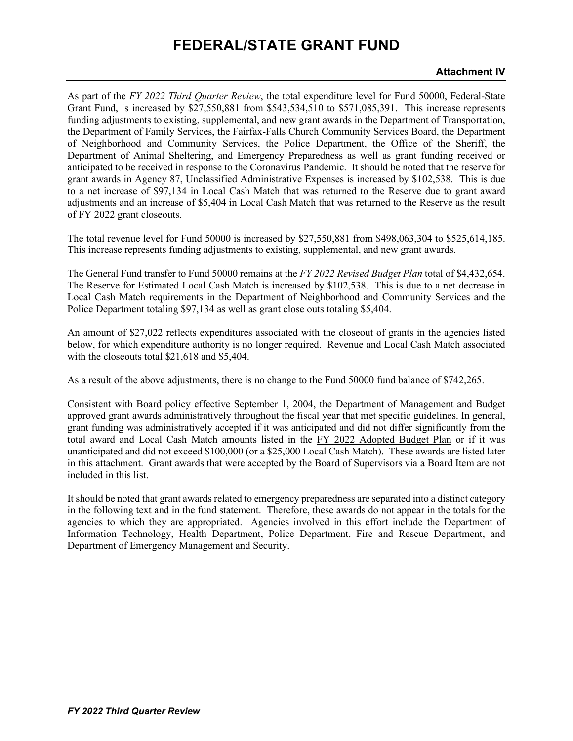# FEDERAL/STATE GRANT FUND

**Attachment IV**

As part of the *FY 2022 Third Quarter Review*, the total expenditure level for Fund 50000, Federal-State Grant Fund, is increased by $27,550,881 from $543,534,510 to $571,085,391. This increase represents funding adjustments to existing, supplemental, and new grant awards in the Department of Transportation, the Department of Family Services, the Fairfax-Falls Church Community Services Board, the Department of Neighborhood and Community Services, the Police Department, the Office of the Sheriff, the Department of Animal Sheltering, and Emergency Preparedness as well as grant funding received or anticipated to be received in response to the Coronavirus Pandemic. It should be noted that the reserve for grant awards in Agency 87, Unclassified Administrative Expenses is increased by $102,538. This is due to a net increase of $97,134 in Local Cash Match that was returned to the Reserve due to grant award adjustments and an increase of $5,404 in Local Cash Match that was returned to the Reserve as the result of FY 2022 grant closeouts.

The total revenue level for Fund 50000 is increased by $27,550,881 from $498,063,304 to $525,614,185. This increase represents funding adjustments to existing, supplemental, and new grant awards.

The General Fund transfer to Fund 50000 remains at the *FY 2022 Revised Budget Plan* total of $4,432,654. The Reserve for Estimated Local Cash Match is increased by $102,538. This is due to a net decrease in Local Cash Match requirements in the Department of Neighborhood and Community Services and the Police Department totaling $97,134 as well as grant close outs totaling $5,404.

An amount of $27,022 reflects expenditures associated with the closeout of grants in the agencies listed below, for which expenditure authority is no longer required. Revenue and Local Cash Match associated with the closeouts total $21,618 and $5,404.

As a result of the above adjustments, there is no change to the Fund 50000 fund balance of $742,265.

Consistent with Board policy effective September 1, 2004, the Department of Management and Budget approved grant awards administratively throughout the fiscal year that met specific guidelines. In general, grant funding was administratively accepted if it was anticipated and did not differ significantly from the total award and Local Cash Match amounts listed in the FY 2022 Adopted Budget Plan or if it was unanticipated and did not exceed $100,000 (or a $25,000 Local Cash Match). These awards are listed later in this attachment. Grant awards that were accepted by the Board of Supervisors via a Board Item are not included in this list.

It should be noted that grant awards related to emergency preparedness are separated into a distinct category in the following text and in the fund statement. Therefore, these awards do not appear in the totals for the agencies to which they are appropriated. Agencies involved in this effort include the Department of Information Technology, Health Department, Police Department, Fire and Rescue Department, and Department of Emergency Management and Security.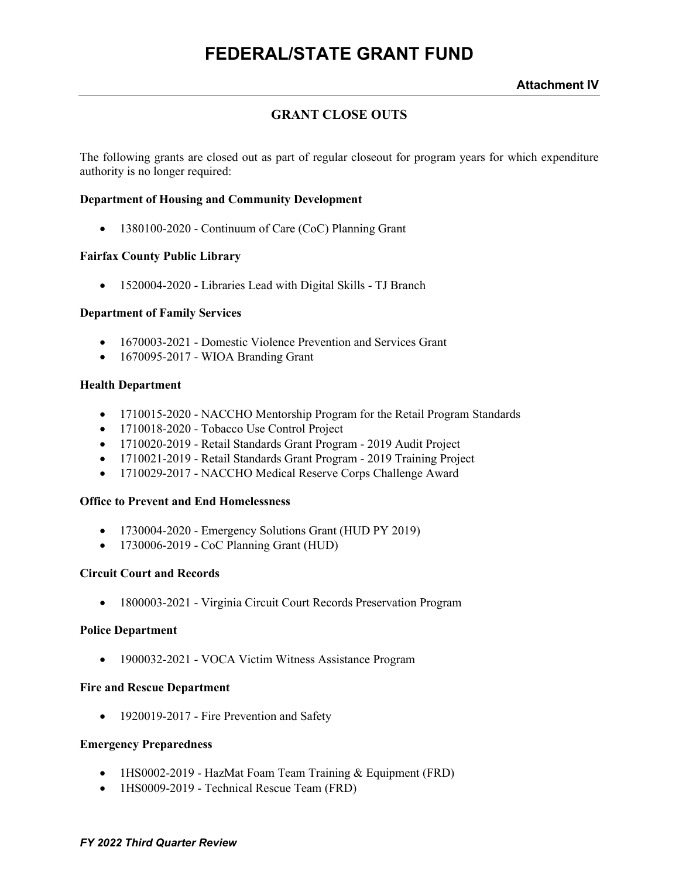# FEDERAL/STATE GRANT FUND

**Attachment IV**

## GRANT CLOSE OUTS

The following grants are closed out as part of regular closeout for program years for which expenditure authority is no longer required:

**Department of Housing and Community Development**

- 1380100-2020 - Continuum of Care (CoC) Planning Grant

**Fairfax County Public Library**

- 1520004-2020 - Libraries Lead with Digital Skills - TJ Branch

**Department of Family Services**

- 1670003-2021 - Domestic Violence Prevention and Services Grant
- 1670095-2017 - WIOA Branding Grant

**Health Department**

- 1710015-2020 - NACCHO Mentorship Program for the Retail Program Standards
- 1710018-2020 - Tobacco Use Control Project
- 1710020-2019 - Retail Standards Grant Program - 2019 Audit Project
- 1710021-2019 - Retail Standards Grant Program - 2019 Training Project
- 1710029-2017 - NACCHO Medical Reserve Corps Challenge Award

**Office to Prevent and End Homelessness**

- 1730004-2020 - Emergency Solutions Grant (HUD PY 2019)
- 1730006-2019 - CoC Planning Grant (HUD)

**Circuit Court and Records**

- 1800003-2021 - Virginia Circuit Court Records Preservation Program

**Police Department**

- 1900032-2021 - VOCA Victim Witness Assistance Program

**Fire and Rescue Department**

- 1920019-2017 - Fire Prevention and Safety

**Emergency Preparedness**

- 1HS0002-2019 - HazMat Foam Team Training & Equipment (FRD)
- 1HS0009-2019 - Technical Rescue Team (FRD)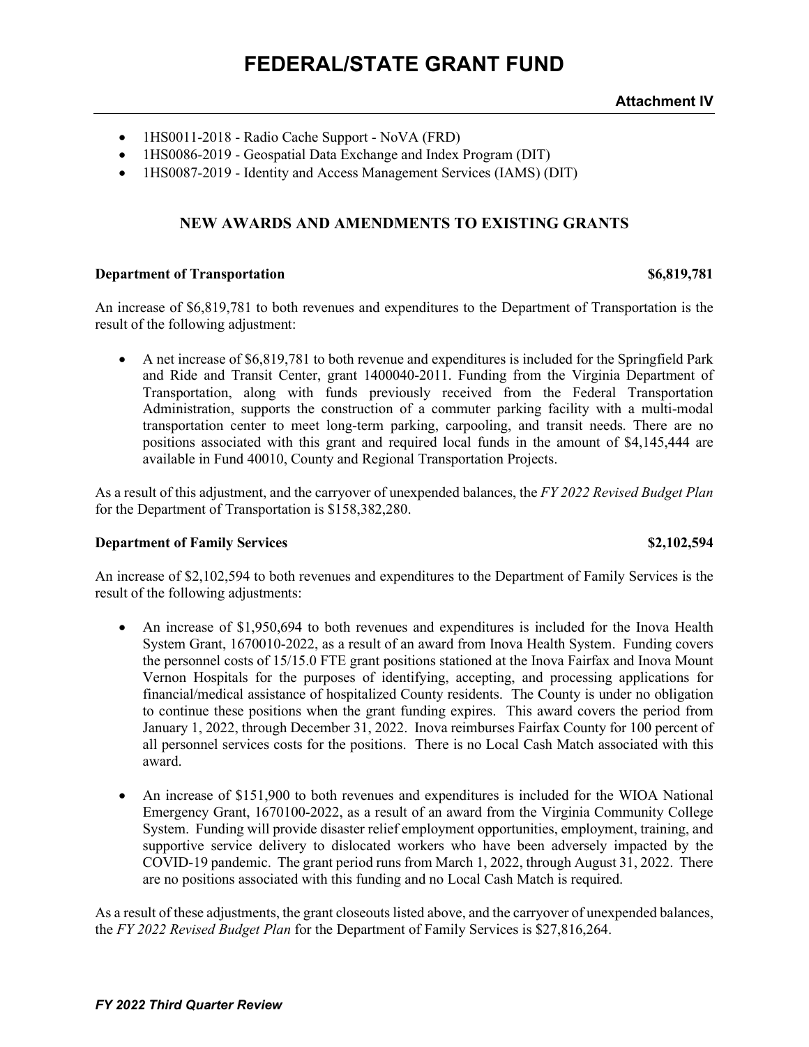- 1HS0011-2018 - Radio Cache Support - NoVA (FRD)
- 1HS0086-2019 - Geospatial Data Exchange and Index Program (DIT)
- 1HS0087-2019 - Identity and Access Management Services (IAMS) (DIT)

## NEW AWARDS AND AMENDMENTS TO EXISTING GRANTS

**Department of Transportation** **$6,819,781**

An increase of $6,819,781 to both revenues and expenditures to the Department of Transportation is the result of the following adjustment:

- A net increase of $6,819,781 to both revenue and expenditures is included for the Springfield Park and Ride and Transit Center, grant 1400040-2011. Funding from the Virginia Department of Transportation, along with funds previously received from the Federal Transportation Administration, supports the construction of a commuter parking facility with a multi-modal transportation center to meet long-term parking, carpooling, and transit needs. There are no positions associated with this grant and required local funds in the amount of $4,145,444 are available in Fund 40010, County and Regional Transportation Projects.

As a result of this adjustment, and the carryover of unexpended balances, the *FY 2022 Revised Budget Plan* for the Department of Transportation is $158,382,280.

**Department of Family Services** **$2,102,594**

An increase of $2,102,594 to both revenues and expenditures to the Department of Family Services is the result of the following adjustments:

- An increase of $1,950,694 to both revenues and expenditures is included for the Inova Health System Grant, 1670010-2022, as a result of an award from Inova Health System. Funding covers the personnel costs of 15/15.0 FTE grant positions stationed at the Inova Fairfax and Inova Mount Vernon Hospitals for the purposes of identifying, accepting, and processing applications for financial/medical assistance of hospitalized County residents. The County is under no obligation to continue these positions when the grant funding expires. This award covers the period from January 1, 2022, through December 31, 2022. Inova reimburses Fairfax County for 100 percent of all personnel services costs for the positions. There is no Local Cash Match associated with this award.

- An increase of $151,900 to both revenues and expenditures is included for the WIOA National Emergency Grant, 1670100-2022, as a result of an award from the Virginia Community College System. Funding will provide disaster relief employment opportunities, employment, training, and supportive service delivery to dislocated workers who have been adversely impacted by the COVID-19 pandemic. The grant period runs from March 1, 2022, through August 31, 2022. There are no positions associated with this funding and no Local Cash Match is required.

As a result of these adjustments, the grant closeouts listed above, and the carryover of unexpended balances, the *FY 2022 Revised Budget Plan* for the Department of Family Services is $27,816,264.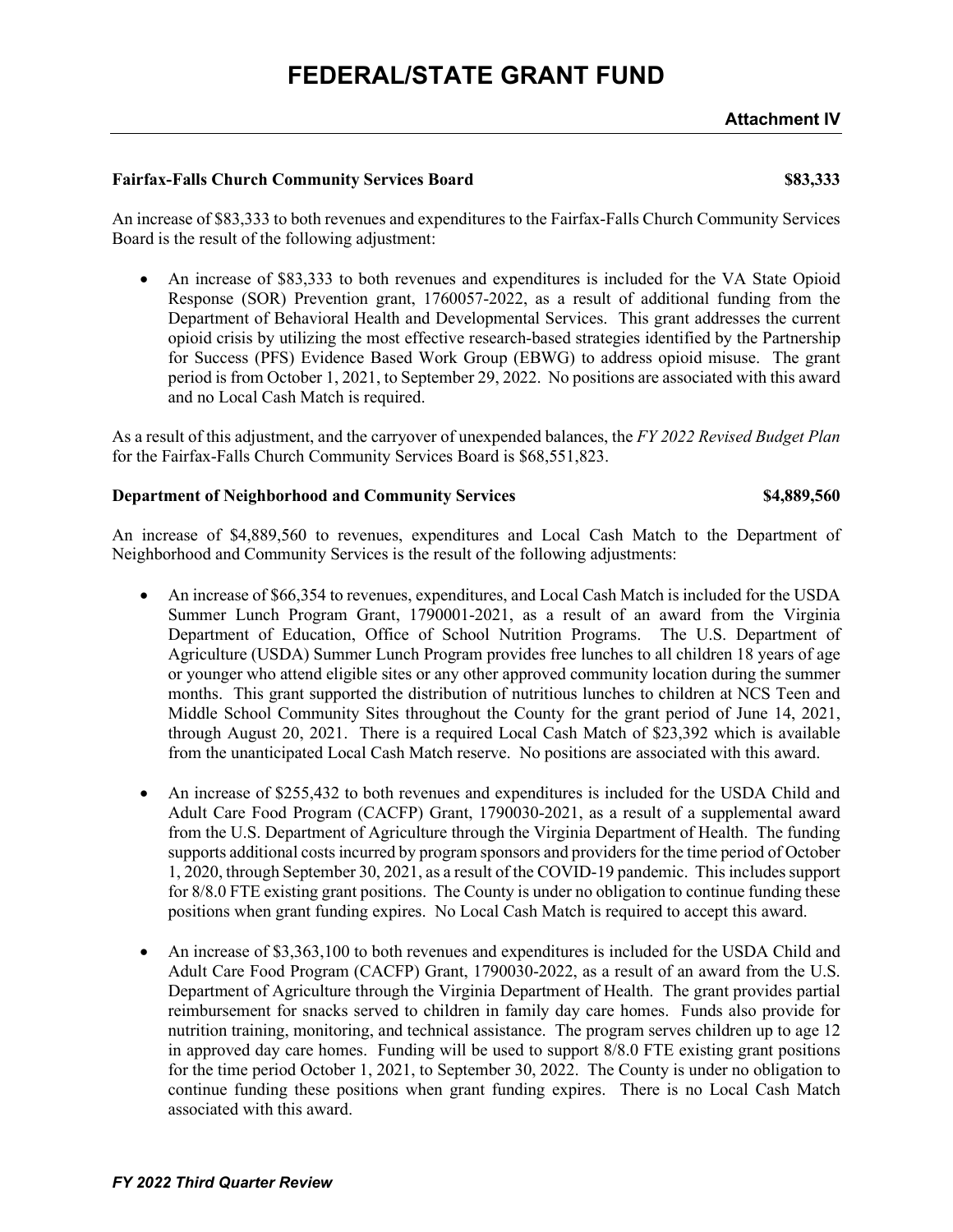# FEDERAL/STATE GRANT FUND

**Attachment IV**

**Fairfax-Falls Church Community Services Board** **$83,333**

An increase of $83,333 to both revenues and expenditures to the Fairfax-Falls Church Community Services Board is the result of the following adjustment:

- An increase of $83,333 to both revenues and expenditures is included for the VA State Opioid Response (SOR) Prevention grant, 1760057-2022, as a result of additional funding from the Department of Behavioral Health and Developmental Services. This grant addresses the current opioid crisis by utilizing the most effective research-based strategies identified by the Partnership for Success (PFS) Evidence Based Work Group (EBWG) to address opioid misuse. The grant period is from October 1, 2021, to September 29, 2022. No positions are associated with this award and no Local Cash Match is required.

As a result of this adjustment, and the carryover of unexpended balances, the *FY 2022 Revised Budget Plan* for the Fairfax-Falls Church Community Services Board is $68,551,823.

**Department of Neighborhood and Community Services** **$4,889,560**

An increase of $4,889,560 to revenues, expenditures and Local Cash Match to the Department of Neighborhood and Community Services is the result of the following adjustments:

- An increase of $66,354 to revenues, expenditures, and Local Cash Match is included for the USDA Summer Lunch Program Grant, 1790001-2021, as a result of an award from the Virginia Department of Education, Office of School Nutrition Programs. The U.S. Department of Agriculture (USDA) Summer Lunch Program provides free lunches to all children 18 years of age or younger who attend eligible sites or any other approved community location during the summer months. This grant supported the distribution of nutritious lunches to children at NCS Teen and Middle School Community Sites throughout the County for the grant period of June 14, 2021, through August 20, 2021. There is a required Local Cash Match of $23,392 which is available from the unanticipated Local Cash Match reserve. No positions are associated with this award.

- An increase of $255,432 to both revenues and expenditures is included for the USDA Child and Adult Care Food Program (CACFP) Grant, 1790030-2021, as a result of a supplemental award from the U.S. Department of Agriculture through the Virginia Department of Health. The funding supports additional costs incurred by program sponsors and providers for the time period of October 1, 2020, through September 30, 2021, as a result of the COVID-19 pandemic. This includes support for 8/8.0 FTE existing grant positions. The County is under no obligation to continue funding these positions when grant funding expires. No Local Cash Match is required to accept this award.

- An increase of $3,363,100 to both revenues and expenditures is included for the USDA Child and Adult Care Food Program (CACFP) Grant, 1790030-2022, as a result of an award from the U.S. Department of Agriculture through the Virginia Department of Health. The grant provides partial reimbursement for snacks served to children in family day care homes. Funds also provide for nutrition training, monitoring, and technical assistance. The program serves children up to age 12 in approved day care homes. Funding will be used to support 8/8.0 FTE existing grant positions for the time period October 1, 2021, to September 30, 2022. The County is under no obligation to continue funding these positions when grant funding expires. There is no Local Cash Match associated with this award.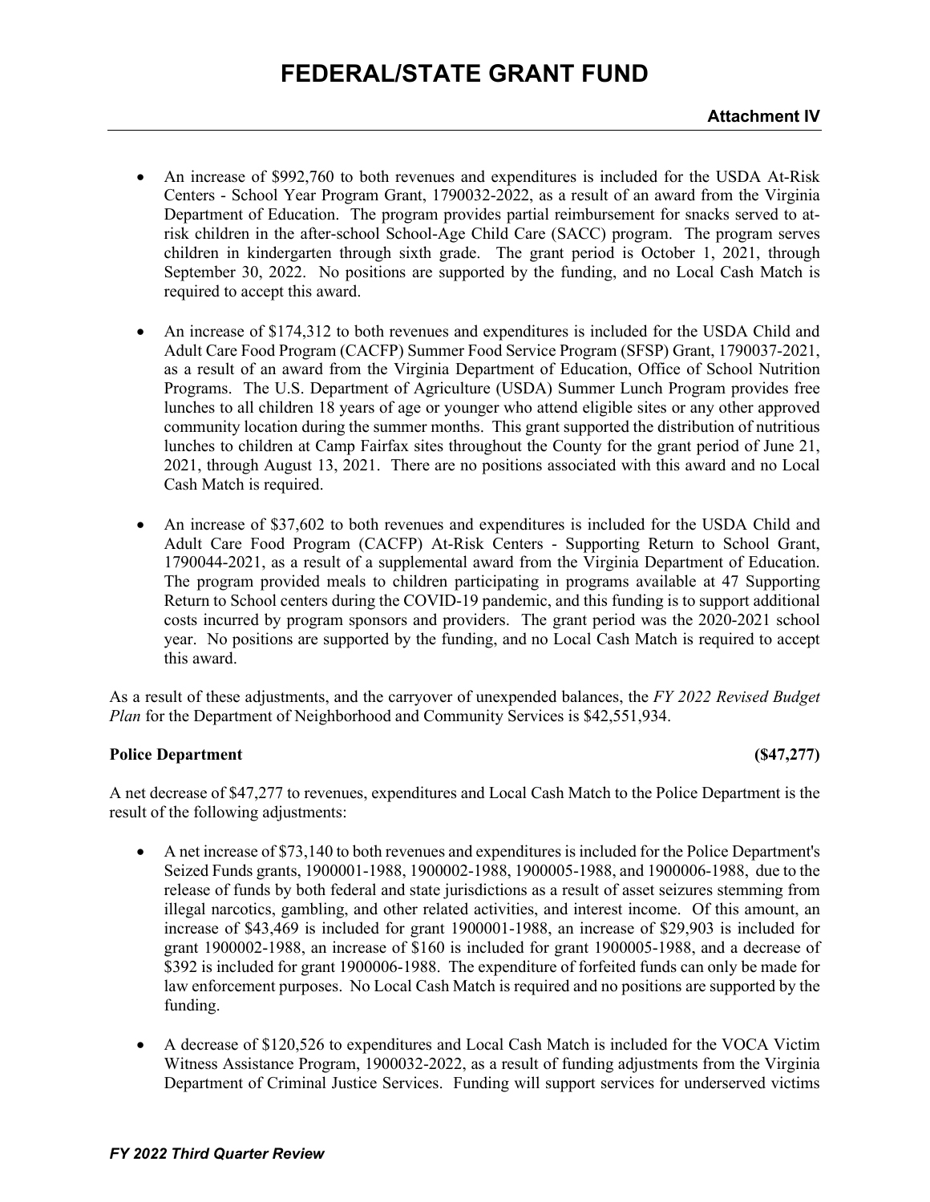- An increase of $992,760 to both revenues and expenditures is included for the USDA At-Risk Centers - School Year Program Grant, 1790032-2022, as a result of an award from the Virginia Department of Education. The program provides partial reimbursement for snacks served to at-risk children in the after-school School-Age Child Care (SACC) program. The program serves children in kindergarten through sixth grade. The grant period is October 1, 2021, through September 30, 2022. No positions are supported by the funding, and no Local Cash Match is required to accept this award.

- An increase of $174,312 to both revenues and expenditures is included for the USDA Child and Adult Care Food Program (CACFP) Summer Food Service Program (SFSP) Grant, 1790037-2021, as a result of an award from the Virginia Department of Education, Office of School Nutrition Programs. The U.S. Department of Agriculture (USDA) Summer Lunch Program provides free lunches to all children 18 years of age or younger who attend eligible sites or any other approved community location during the summer months. This grant supported the distribution of nutritious lunches to children at Camp Fairfax sites throughout the County for the grant period of June 21, 2021, through August 13, 2021. There are no positions associated with this award and no Local Cash Match is required.

- An increase of $37,602 to both revenues and expenditures is included for the USDA Child and Adult Care Food Program (CACFP) At-Risk Centers - Supporting Return to School Grant, 1790044-2021, as a result of a supplemental award from the Virginia Department of Education. The program provided meals to children participating in programs available at 47 Supporting Return to School centers during the COVID-19 pandemic, and this funding is to support additional costs incurred by program sponsors and providers. The grant period was the 2020-2021 school year. No positions are supported by the funding, and no Local Cash Match is required to accept this award.

As a result of these adjustments, and the carryover of unexpended balances, the *FY 2022 Revised Budget Plan* for the Department of Neighborhood and Community Services is $42,551,934.

**Police Department** **($47,277)**

A net decrease of $47,277 to revenues, expenditures and Local Cash Match to the Police Department is the result of the following adjustments:

- A net increase of $73,140 to both revenues and expenditures is included for the Police Department's Seized Funds grants, 1900001-1988, 1900002-1988, 1900005-1988, and 1900006-1988, due to the release of funds by both federal and state jurisdictions as a result of asset seizures stemming from illegal narcotics, gambling, and other related activities, and interest income. Of this amount, an increase of $43,469 is included for grant 1900001-1988, an increase of $29,903 is included for grant 1900002-1988, an increase of $160 is included for grant 1900005-1988, and a decrease of $392 is included for grant 1900006-1988. The expenditure of forfeited funds can only be made for law enforcement purposes. No Local Cash Match is required and no positions are supported by the funding.

- A decrease of $120,526 to expenditures and Local Cash Match is included for the VOCA Victim Witness Assistance Program, 1900032-2022, as a result of funding adjustments from the Virginia Department of Criminal Justice Services. Funding will support services for underserved victims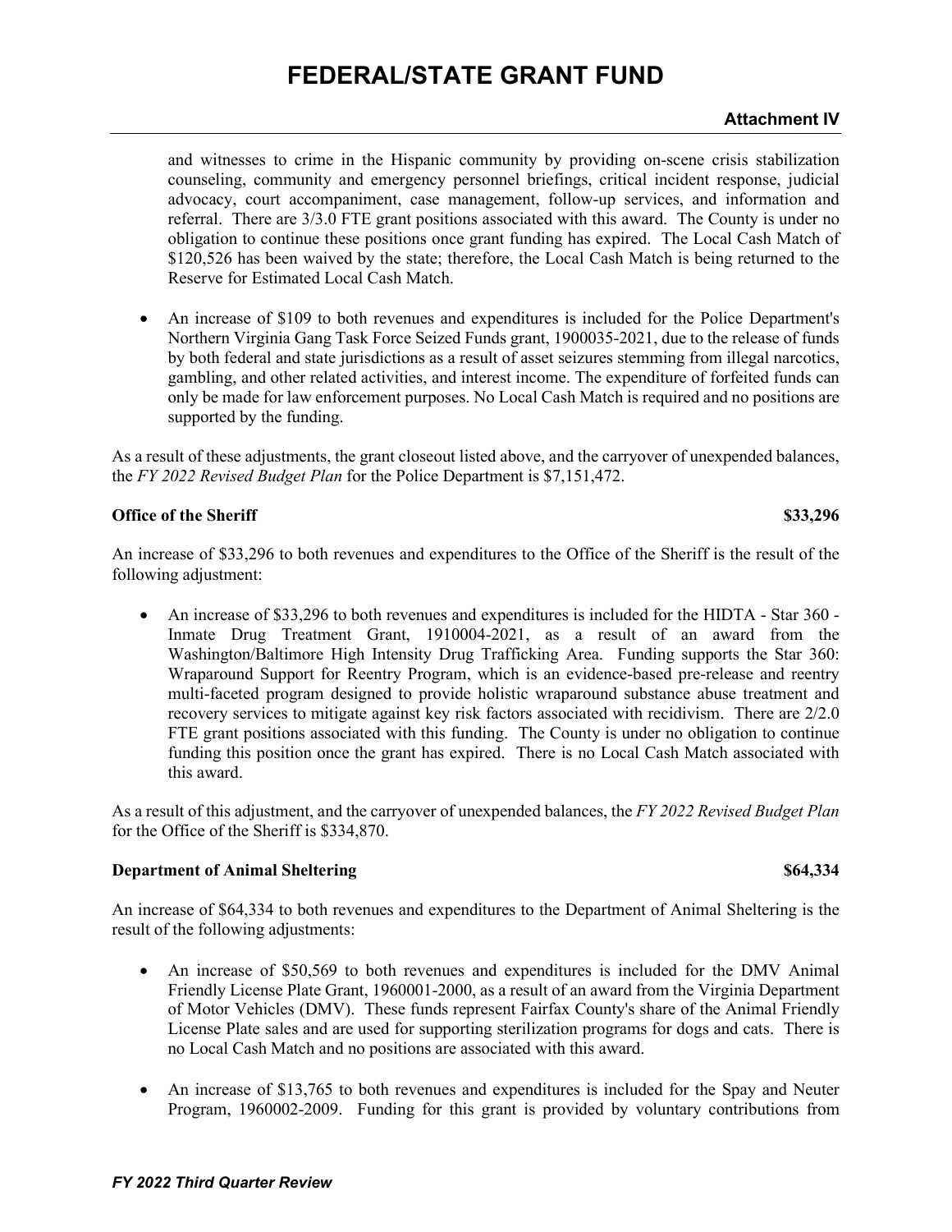and witnesses to crime in the Hispanic community by providing on-scene crisis stabilization counseling, community and emergency personnel briefings, critical incident response, judicial advocacy, court accompaniment, case management, follow-up services, and information and referral. There are 3/3.0 FTE grant positions associated with this award. The County is under no obligation to continue these positions once grant funding has expired. The Local Cash Match of $120,526 has been waived by the state; therefore, the Local Cash Match is being returned to the Reserve for Estimated Local Cash Match.

- An increase of $109 to both revenues and expenditures is included for the Police Department's Northern Virginia Gang Task Force Seized Funds grant, 1900035-2021, due to the release of funds by both federal and state jurisdictions as a result of asset seizures stemming from illegal narcotics, gambling, and other related activities, and interest income. The expenditure of forfeited funds can only be made for law enforcement purposes. No Local Cash Match is required and no positions are supported by the funding.

As a result of these adjustments, the grant closeout listed above, and the carryover of unexpended balances, the *FY 2022 Revised Budget Plan* for the Police Department is $7,151,472.

**Office of the Sheriff** **$33,296**

An increase of $33,296 to both revenues and expenditures to the Office of the Sheriff is the result of the following adjustment:

- An increase of $33,296 to both revenues and expenditures is included for the HIDTA - Star 360 - Inmate Drug Treatment Grant, 1910004-2021, as a result of an award from the Washington/Baltimore High Intensity Drug Trafficking Area. Funding supports the Star 360: Wraparound Support for Reentry Program, which is an evidence-based pre-release and reentry multi-faceted program designed to provide holistic wraparound substance abuse treatment and recovery services to mitigate against key risk factors associated with recidivism. There are 2/2.0 FTE grant positions associated with this funding. The County is under no obligation to continue funding this position once the grant has expired. There is no Local Cash Match associated with this award.

As a result of this adjustment, and the carryover of unexpended balances, the *FY 2022 Revised Budget Plan* for the Office of the Sheriff is $334,870.

**Department of Animal Sheltering** **$64,334**

An increase of $64,334 to both revenues and expenditures to the Department of Animal Sheltering is the result of the following adjustments:

- An increase of $50,569 to both revenues and expenditures is included for the DMV Animal Friendly License Plate Grant, 1960001-2000, as a result of an award from the Virginia Department of Motor Vehicles (DMV). These funds represent Fairfax County's share of the Animal Friendly License Plate sales and are used for supporting sterilization programs for dogs and cats. There is no Local Cash Match and no positions are associated with this award.

- An increase of $13,765 to both revenues and expenditures is included for the Spay and Neuter Program, 1960002-2009. Funding for this grant is provided by voluntary contributions from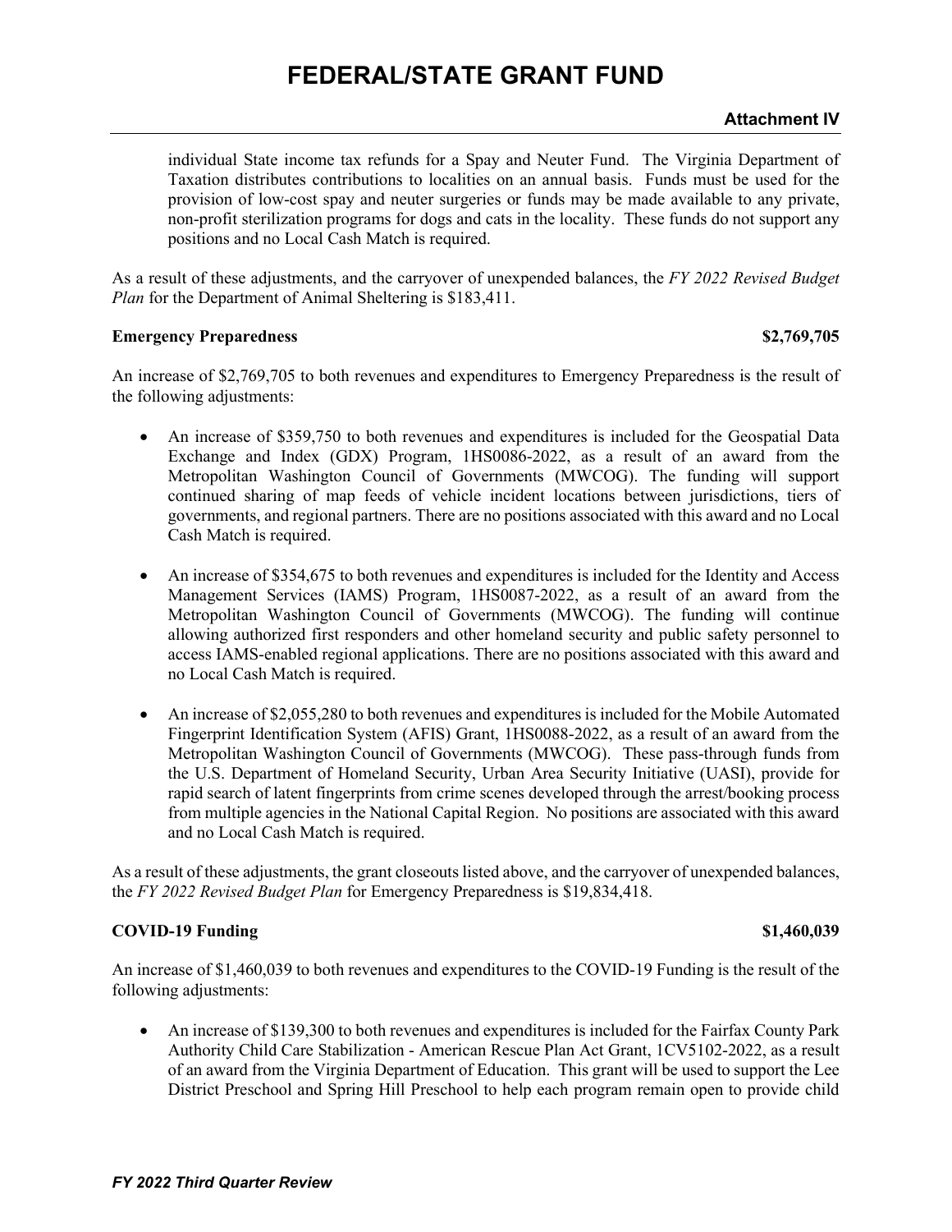individual State income tax refunds for a Spay and Neuter Fund. The Virginia Department of Taxation distributes contributions to localities on an annual basis. Funds must be used for the provision of low-cost spay and neuter surgeries or funds may be made available to any private, non-profit sterilization programs for dogs and cats in the locality. These funds do not support any positions and no Local Cash Match is required.

As a result of these adjustments, and the carryover of unexpended balances, the *FY 2022 Revised Budget Plan* for the Department of Animal Sheltering is $183,411.

**Emergency Preparedness $2,769,705**

An increase of $2,769,705 to both revenues and expenditures to Emergency Preparedness is the result of the following adjustments:

- An increase of $359,750 to both revenues and expenditures is included for the Geospatial Data Exchange and Index (GDX) Program, 1HS0086-2022, as a result of an award from the Metropolitan Washington Council of Governments (MWCOG). The funding will support continued sharing of map feeds of vehicle incident locations between jurisdictions, tiers of governments, and regional partners. There are no positions associated with this award and no Local Cash Match is required.

- An increase of $354,675 to both revenues and expenditures is included for the Identity and Access Management Services (IAMS) Program, 1HS0087-2022, as a result of an award from the Metropolitan Washington Council of Governments (MWCOG). The funding will continue allowing authorized first responders and other homeland security and public safety personnel to access IAMS-enabled regional applications. There are no positions associated with this award and no Local Cash Match is required.

- An increase of $2,055,280 to both revenues and expenditures is included for the Mobile Automated Fingerprint Identification System (AFIS) Grant, 1HS0088-2022, as a result of an award from the Metropolitan Washington Council of Governments (MWCOG). These pass-through funds from the U.S. Department of Homeland Security, Urban Area Security Initiative (UASI), provide for rapid search of latent fingerprints from crime scenes developed through the arrest/booking process from multiple agencies in the National Capital Region. No positions are associated with this award and no Local Cash Match is required.

As a result of these adjustments, the grant closeouts listed above, and the carryover of unexpended balances, the *FY 2022 Revised Budget Plan* for Emergency Preparedness is $19,834,418.

**COVID-19 Funding $1,460,039**

An increase of $1,460,039 to both revenues and expenditures to the COVID-19 Funding is the result of the following adjustments:

- An increase of $139,300 to both revenues and expenditures is included for the Fairfax County Park Authority Child Care Stabilization - American Rescue Plan Act Grant, 1CV5102-2022, as a result of an award from the Virginia Department of Education. This grant will be used to support the Lee District Preschool and Spring Hill Preschool to help each program remain open to provide child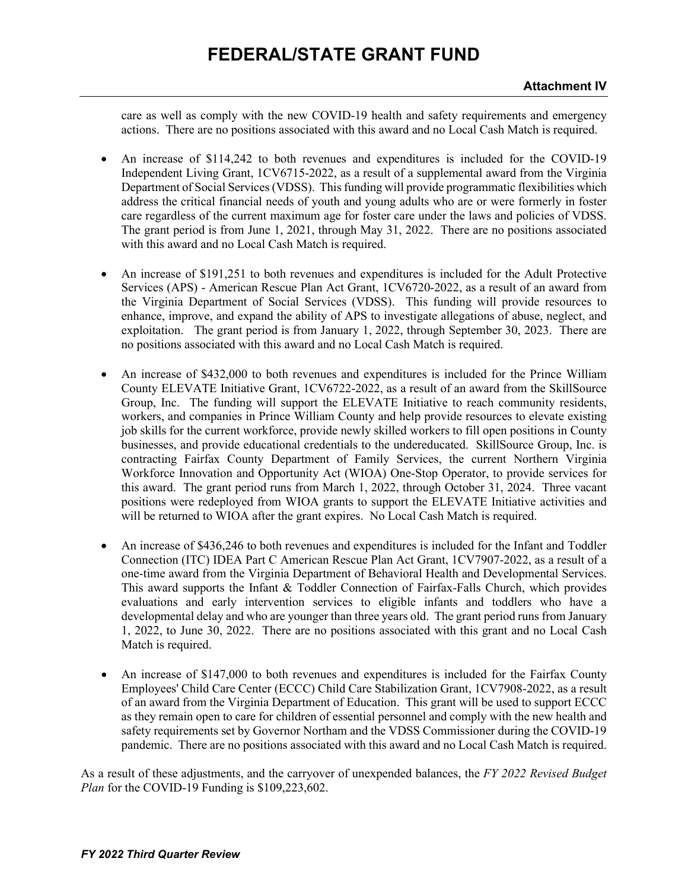care as well as comply with the new COVID-19 health and safety requirements and emergency actions. There are no positions associated with this award and no Local Cash Match is required.

- An increase of $114,242 to both revenues and expenditures is included for the COVID-19 Independent Living Grant, 1CV6715-2022, as a result of a supplemental award from the Virginia Department of Social Services (VDSS). This funding will provide programmatic flexibilities which address the critical financial needs of youth and young adults who are or were formerly in foster care regardless of the current maximum age for foster care under the laws and policies of VDSS. The grant period is from June 1, 2021, through May 31, 2022. There are no positions associated with this award and no Local Cash Match is required.

- An increase of $191,251 to both revenues and expenditures is included for the Adult Protective Services (APS) - American Rescue Plan Act Grant, 1CV6720-2022, as a result of an award from the Virginia Department of Social Services (VDSS). This funding will provide resources to enhance, improve, and expand the ability of APS to investigate allegations of abuse, neglect, and exploitation. The grant period is from January 1, 2022, through September 30, 2023. There are no positions associated with this award and no Local Cash Match is required.

- An increase of $432,000 to both revenues and expenditures is included for the Prince William County ELEVATE Initiative Grant, 1CV6722-2022, as a result of an award from the SkillSource Group, Inc. The funding will support the ELEVATE Initiative to reach community residents, workers, and companies in Prince William County and help provide resources to elevate existing job skills for the current workforce, provide newly skilled workers to fill open positions in County businesses, and provide educational credentials to the undereducated. SkillSource Group, Inc. is contracting Fairfax County Department of Family Services, the current Northern Virginia Workforce Innovation and Opportunity Act (WIOA) One-Stop Operator, to provide services for this award. The grant period runs from March 1, 2022, through October 31, 2024. Three vacant positions were redeployed from WIOA grants to support the ELEVATE Initiative activities and will be returned to WIOA after the grant expires. No Local Cash Match is required.

- An increase of $436,246 to both revenues and expenditures is included for the Infant and Toddler Connection (ITC) IDEA Part C American Rescue Plan Act Grant, 1CV7907-2022, as a result of a one-time award from the Virginia Department of Behavioral Health and Developmental Services. This award supports the Infant & Toddler Connection of Fairfax-Falls Church, which provides evaluations and early intervention services to eligible infants and toddlers who have a developmental delay and who are younger than three years old. The grant period runs from January 1, 2022, to June 30, 2022. There are no positions associated with this grant and no Local Cash Match is required.

- An increase of $147,000 to both revenues and expenditures is included for the Fairfax County Employees' Child Care Center (ECCC) Child Care Stabilization Grant, 1CV7908-2022, as a result of an award from the Virginia Department of Education. This grant will be used to support ECCC as they remain open to care for children of essential personnel and comply with the new health and safety requirements set by Governor Northam and the VDSS Commissioner during the COVID-19 pandemic. There are no positions associated with this award and no Local Cash Match is required.

As a result of these adjustments, and the carryover of unexpended balances, the *FY 2022 Revised Budget Plan* for the COVID-19 Funding is $109,223,602.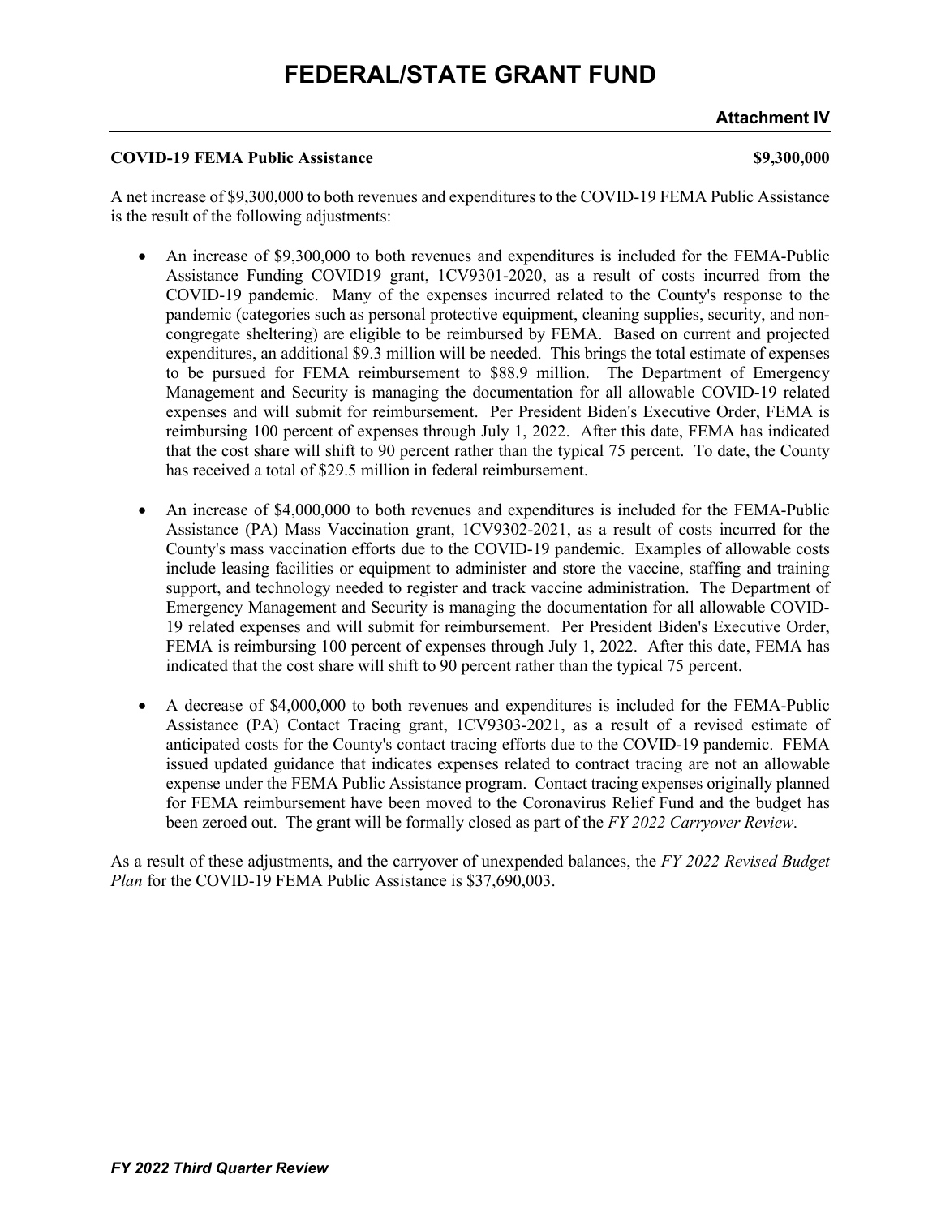# FEDERAL/STATE GRANT FUND

**Attachment IV**

**COVID-19 FEMA Public Assistance** **$9,300,000**

A net increase of $9,300,000 to both revenues and expenditures to the COVID-19 FEMA Public Assistance is the result of the following adjustments:

- An increase of $9,300,000 to both revenues and expenditures is included for the FEMA-Public Assistance Funding COVID19 grant, 1CV9301-2020, as a result of costs incurred from the COVID-19 pandemic. Many of the expenses incurred related to the County's response to the pandemic (categories such as personal protective equipment, cleaning supplies, security, and non-congregate sheltering) are eligible to be reimbursed by FEMA. Based on current and projected expenditures, an additional $9.3 million will be needed. This brings the total estimate of expenses to be pursued for FEMA reimbursement to $88.9 million. The Department of Emergency Management and Security is managing the documentation for all allowable COVID-19 related expenses and will submit for reimbursement. Per President Biden's Executive Order, FEMA is reimbursing 100 percent of expenses through July 1, 2022. After this date, FEMA has indicated that the cost share will shift to 90 percent rather than the typical 75 percent. To date, the County has received a total of $29.5 million in federal reimbursement.

- An increase of $4,000,000 to both revenues and expenditures is included for the FEMA-Public Assistance (PA) Mass Vaccination grant, 1CV9302-2021, as a result of costs incurred for the County's mass vaccination efforts due to the COVID-19 pandemic. Examples of allowable costs include leasing facilities or equipment to administer and store the vaccine, staffing and training support, and technology needed to register and track vaccine administration. The Department of Emergency Management and Security is managing the documentation for all allowable COVID-19 related expenses and will submit for reimbursement. Per President Biden's Executive Order, FEMA is reimbursing 100 percent of expenses through July 1, 2022. After this date, FEMA has indicated that the cost share will shift to 90 percent rather than the typical 75 percent.

- A decrease of $4,000,000 to both revenues and expenditures is included for the FEMA-Public Assistance (PA) Contact Tracing grant, 1CV9303-2021, as a result of a revised estimate of anticipated costs for the County's contact tracing efforts due to the COVID-19 pandemic. FEMA issued updated guidance that indicates expenses related to contract tracing are not an allowable expense under the FEMA Public Assistance program. Contact tracing expenses originally planned for FEMA reimbursement have been moved to the Coronavirus Relief Fund and the budget has been zeroed out. The grant will be formally closed as part of the *FY 2022 Carryover Review*.

As a result of these adjustments, and the carryover of unexpended balances, the *FY 2022 Revised Budget Plan* for the COVID-19 FEMA Public Assistance is $37,690,003.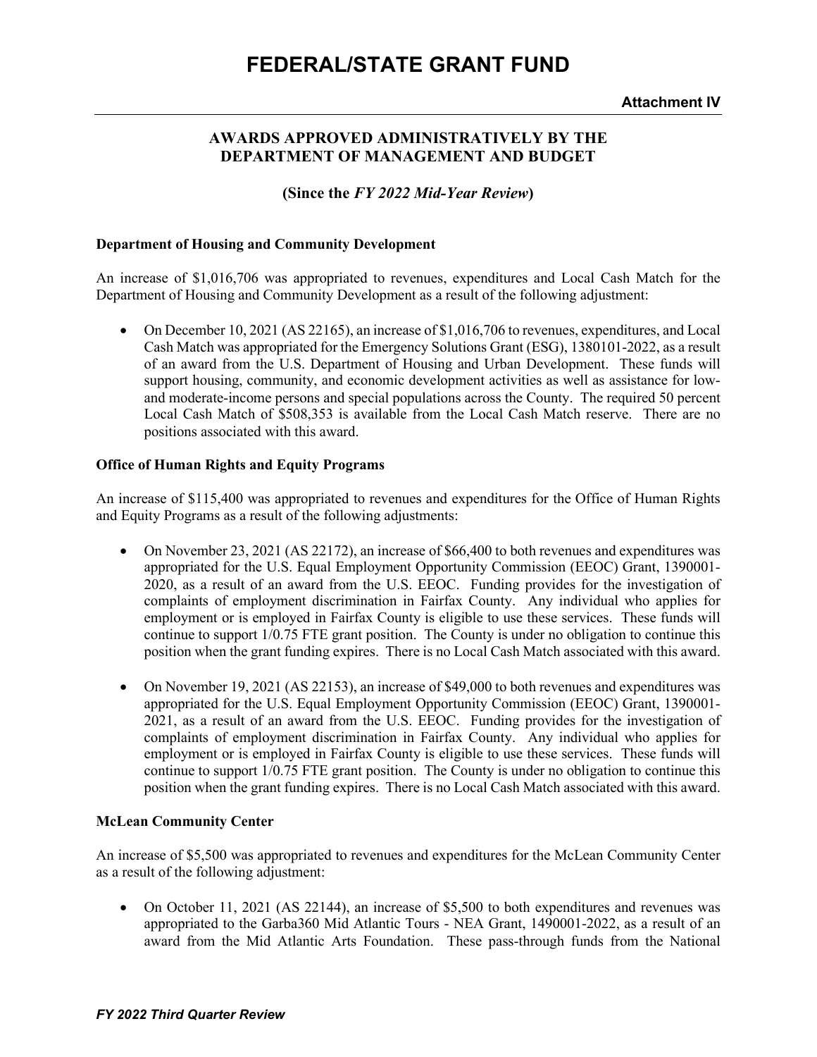# FEDERAL/STATE GRANT FUND

**Attachment IV**

### AWARDS APPROVED ADMINISTRATIVELY BY THE DEPARTMENT OF MANAGEMENT AND BUDGET

**(Since the *FY 2022 Mid-Year Review*)**

**Department of Housing and Community Development**

An increase of $1,016,706 was appropriated to revenues, expenditures and Local Cash Match for the Department of Housing and Community Development as a result of the following adjustment:

- On December 10, 2021 (AS 22165), an increase of $1,016,706 to revenues, expenditures, and Local Cash Match was appropriated for the Emergency Solutions Grant (ESG), 1380101-2022, as a result of an award from the U.S. Department of Housing and Urban Development. These funds will support housing, community, and economic development activities as well as assistance for low- and moderate-income persons and special populations across the County. The required 50 percent Local Cash Match of $508,353 is available from the Local Cash Match reserve. There are no positions associated with this award.

**Office of Human Rights and Equity Programs**

An increase of $115,400 was appropriated to revenues and expenditures for the Office of Human Rights and Equity Programs as a result of the following adjustments:

- On November 23, 2021 (AS 22172), an increase of $66,400 to both revenues and expenditures was appropriated for the U.S. Equal Employment Opportunity Commission (EEOC) Grant, 1390001-2020, as a result of an award from the U.S. EEOC. Funding provides for the investigation of complaints of employment discrimination in Fairfax County. Any individual who applies for employment or is employed in Fairfax County is eligible to use these services. These funds will continue to support 1/0.75 FTE grant position. The County is under no obligation to continue this position when the grant funding expires. There is no Local Cash Match associated with this award.

- On November 19, 2021 (AS 22153), an increase of $49,000 to both revenues and expenditures was appropriated for the U.S. Equal Employment Opportunity Commission (EEOC) Grant, 1390001-2021, as a result of an award from the U.S. EEOC. Funding provides for the investigation of complaints of employment discrimination in Fairfax County. Any individual who applies for employment or is employed in Fairfax County is eligible to use these services. These funds will continue to support 1/0.75 FTE grant position. The County is under no obligation to continue this position when the grant funding expires. There is no Local Cash Match associated with this award.

**McLean Community Center**

An increase of $5,500 was appropriated to revenues and expenditures for the McLean Community Center as a result of the following adjustment:

- On October 11, 2021 (AS 22144), an increase of $5,500 to both expenditures and revenues was appropriated to the Garba360 Mid Atlantic Tours - NEA Grant, 1490001-2022, as a result of an award from the Mid Atlantic Arts Foundation. These pass-through funds from the National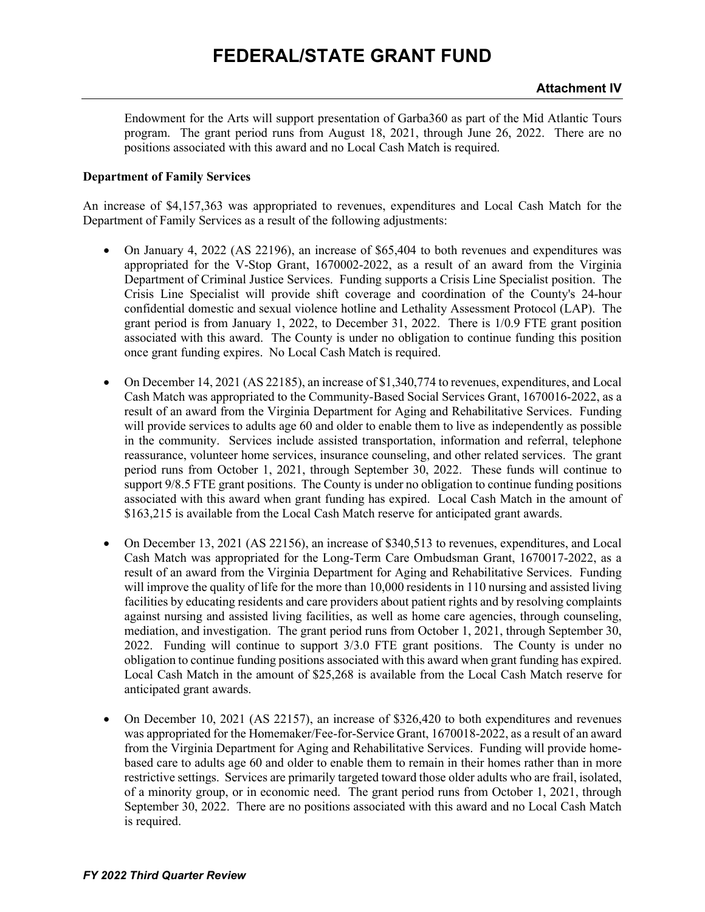Endowment for the Arts will support presentation of Garba360 as part of the Mid Atlantic Tours program. The grant period runs from August 18, 2021, through June 26, 2022. There are no positions associated with this award and no Local Cash Match is required.

**Department of Family Services**

An increase of $4,157,363 was appropriated to revenues, expenditures and Local Cash Match for the Department of Family Services as a result of the following adjustments:

- On January 4, 2022 (AS 22196), an increase of $65,404 to both revenues and expenditures was appropriated for the V-Stop Grant, 1670002-2022, as a result of an award from the Virginia Department of Criminal Justice Services. Funding supports a Crisis Line Specialist position. The Crisis Line Specialist will provide shift coverage and coordination of the County's 24-hour confidential domestic and sexual violence hotline and Lethality Assessment Protocol (LAP). The grant period is from January 1, 2022, to December 31, 2022. There is 1/0.9 FTE grant position associated with this award. The County is under no obligation to continue funding this position once grant funding expires. No Local Cash Match is required.

- On December 14, 2021 (AS 22185), an increase of $1,340,774 to revenues, expenditures, and Local Cash Match was appropriated to the Community-Based Social Services Grant, 1670016-2022, as a result of an award from the Virginia Department for Aging and Rehabilitative Services. Funding will provide services to adults age 60 and older to enable them to live as independently as possible in the community. Services include assisted transportation, information and referral, telephone reassurance, volunteer home services, insurance counseling, and other related services. The grant period runs from October 1, 2021, through September 30, 2022. These funds will continue to support 9/8.5 FTE grant positions. The County is under no obligation to continue funding positions associated with this award when grant funding has expired. Local Cash Match in the amount of $163,215 is available from the Local Cash Match reserve for anticipated grant awards.

- On December 13, 2021 (AS 22156), an increase of $340,513 to revenues, expenditures, and Local Cash Match was appropriated for the Long-Term Care Ombudsman Grant, 1670017-2022, as a result of an award from the Virginia Department for Aging and Rehabilitative Services. Funding will improve the quality of life for the more than 10,000 residents in 110 nursing and assisted living facilities by educating residents and care providers about patient rights and by resolving complaints against nursing and assisted living facilities, as well as home care agencies, through counseling, mediation, and investigation. The grant period runs from October 1, 2021, through September 30, 2022. Funding will continue to support 3/3.0 FTE grant positions. The County is under no obligation to continue funding positions associated with this award when grant funding has expired. Local Cash Match in the amount of $25,268 is available from the Local Cash Match reserve for anticipated grant awards.

- On December 10, 2021 (AS 22157), an increase of $326,420 to both expenditures and revenues was appropriated for the Homemaker/Fee-for-Service Grant, 1670018-2022, as a result of an award from the Virginia Department for Aging and Rehabilitative Services. Funding will provide home-based care to adults age 60 and older to enable them to remain in their homes rather than in more restrictive settings. Services are primarily targeted toward those older adults who are frail, isolated, of a minority group, or in economic need. The grant period runs from October 1, 2021, through September 30, 2022. There are no positions associated with this award and no Local Cash Match is required.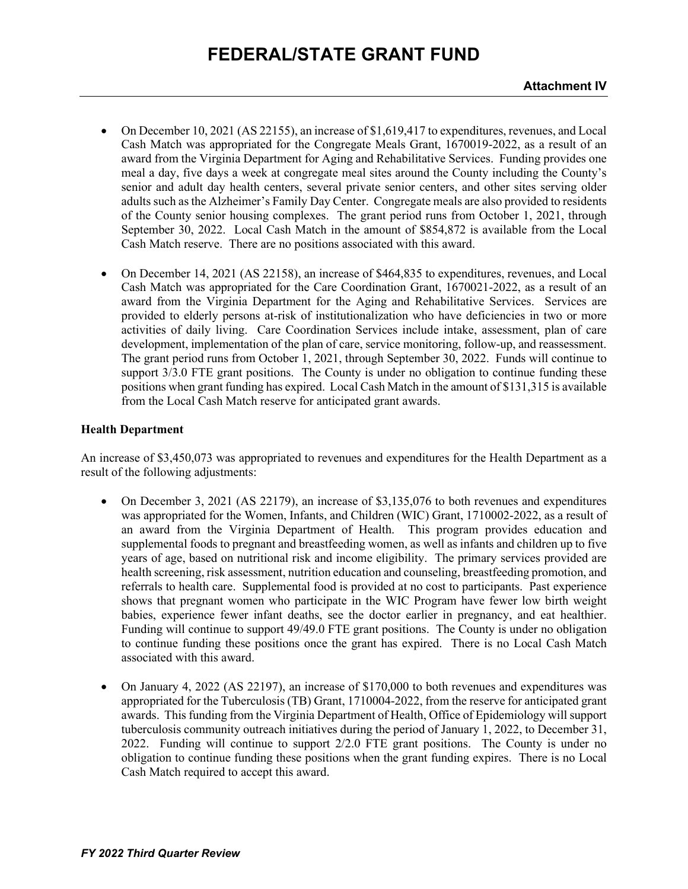- On December 10, 2021 (AS 22155), an increase of $1,619,417 to expenditures, revenues, and Local Cash Match was appropriated for the Congregate Meals Grant, 1670019-2022, as a result of an award from the Virginia Department for Aging and Rehabilitative Services. Funding provides one meal a day, five days a week at congregate meal sites around the County including the County's senior and adult day health centers, several private senior centers, and other sites serving older adults such as the Alzheimer's Family Day Center. Congregate meals are also provided to residents of the County senior housing complexes. The grant period runs from October 1, 2021, through September 30, 2022. Local Cash Match in the amount of $854,872 is available from the Local Cash Match reserve. There are no positions associated with this award.

- On December 14, 2021 (AS 22158), an increase of $464,835 to expenditures, revenues, and Local Cash Match was appropriated for the Care Coordination Grant, 1670021-2022, as a result of an award from the Virginia Department for the Aging and Rehabilitative Services. Services are provided to elderly persons at-risk of institutionalization who have deficiencies in two or more activities of daily living. Care Coordination Services include intake, assessment, plan of care development, implementation of the plan of care, service monitoring, follow-up, and reassessment. The grant period runs from October 1, 2021, through September 30, 2022. Funds will continue to support 3/3.0 FTE grant positions. The County is under no obligation to continue funding these positions when grant funding has expired. Local Cash Match in the amount of $131,315 is available from the Local Cash Match reserve for anticipated grant awards.

**Health Department**

An increase of $3,450,073 was appropriated to revenues and expenditures for the Health Department as a result of the following adjustments:

- On December 3, 2021 (AS 22179), an increase of $3,135,076 to both revenues and expenditures was appropriated for the Women, Infants, and Children (WIC) Grant, 1710002-2022, as a result of an award from the Virginia Department of Health. This program provides education and supplemental foods to pregnant and breastfeeding women, as well as infants and children up to five years of age, based on nutritional risk and income eligibility. The primary services provided are health screening, risk assessment, nutrition education and counseling, breastfeeding promotion, and referrals to health care. Supplemental food is provided at no cost to participants. Past experience shows that pregnant women who participate in the WIC Program have fewer low birth weight babies, experience fewer infant deaths, see the doctor earlier in pregnancy, and eat healthier. Funding will continue to support 49/49.0 FTE grant positions. The County is under no obligation to continue funding these positions once the grant has expired. There is no Local Cash Match associated with this award.

- On January 4, 2022 (AS 22197), an increase of $170,000 to both revenues and expenditures was appropriated for the Tuberculosis (TB) Grant, 1710004-2022, from the reserve for anticipated grant awards. This funding from the Virginia Department of Health, Office of Epidemiology will support tuberculosis community outreach initiatives during the period of January 1, 2022, to December 31, 2022. Funding will continue to support 2/2.0 FTE grant positions. The County is under no obligation to continue funding these positions when the grant funding expires. There is no Local Cash Match required to accept this award.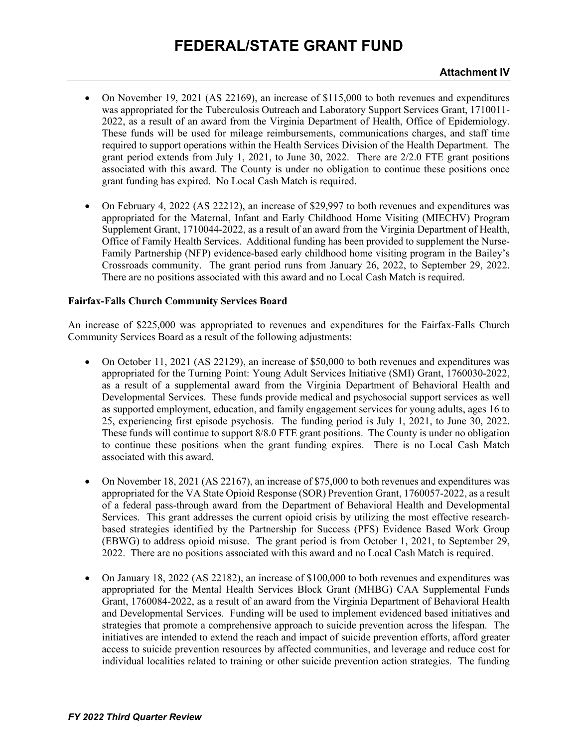- On November 19, 2021 (AS 22169), an increase of $115,000 to both revenues and expenditures was appropriated for the Tuberculosis Outreach and Laboratory Support Services Grant, 1710011-2022, as a result of an award from the Virginia Department of Health, Office of Epidemiology. These funds will be used for mileage reimbursements, communications charges, and staff time required to support operations within the Health Services Division of the Health Department. The grant period extends from July 1, 2021, to June 30, 2022. There are 2/2.0 FTE grant positions associated with this award. The County is under no obligation to continue these positions once grant funding has expired. No Local Cash Match is required.

- On February 4, 2022 (AS 22212), an increase of $29,997 to both revenues and expenditures was appropriated for the Maternal, Infant and Early Childhood Home Visiting (MIECHV) Program Supplement Grant, 1710044-2022, as a result of an award from the Virginia Department of Health, Office of Family Health Services. Additional funding has been provided to supplement the Nurse-Family Partnership (NFP) evidence-based early childhood home visiting program in the Bailey's Crossroads community. The grant period runs from January 26, 2022, to September 29, 2022. There are no positions associated with this award and no Local Cash Match is required.

**Fairfax-Falls Church Community Services Board**

An increase of $225,000 was appropriated to revenues and expenditures for the Fairfax-Falls Church Community Services Board as a result of the following adjustments:

- On October 11, 2021 (AS 22129), an increase of $50,000 to both revenues and expenditures was appropriated for the Turning Point: Young Adult Services Initiative (SMI) Grant, 1760030-2022, as a result of a supplemental award from the Virginia Department of Behavioral Health and Developmental Services. These funds provide medical and psychosocial support services as well as supported employment, education, and family engagement services for young adults, ages 16 to 25, experiencing first episode psychosis. The funding period is July 1, 2021, to June 30, 2022. These funds will continue to support 8/8.0 FTE grant positions. The County is under no obligation to continue these positions when the grant funding expires. There is no Local Cash Match associated with this award.

- On November 18, 2021 (AS 22167), an increase of $75,000 to both revenues and expenditures was appropriated for the VA State Opioid Response (SOR) Prevention Grant, 1760057-2022, as a result of a federal pass-through award from the Department of Behavioral Health and Developmental Services. This grant addresses the current opioid crisis by utilizing the most effective research-based strategies identified by the Partnership for Success (PFS) Evidence Based Work Group (EBWG) to address opioid misuse. The grant period is from October 1, 2021, to September 29, 2022. There are no positions associated with this award and no Local Cash Match is required.

- On January 18, 2022 (AS 22182), an increase of $100,000 to both revenues and expenditures was appropriated for the Mental Health Services Block Grant (MHBG) CAA Supplemental Funds Grant, 1760084-2022, as a result of an award from the Virginia Department of Behavioral Health and Developmental Services. Funding will be used to implement evidenced based initiatives and strategies that promote a comprehensive approach to suicide prevention across the lifespan. The initiatives are intended to extend the reach and impact of suicide prevention efforts, afford greater access to suicide prevention resources by affected communities, and leverage and reduce cost for individual localities related to training or other suicide prevention action strategies. The funding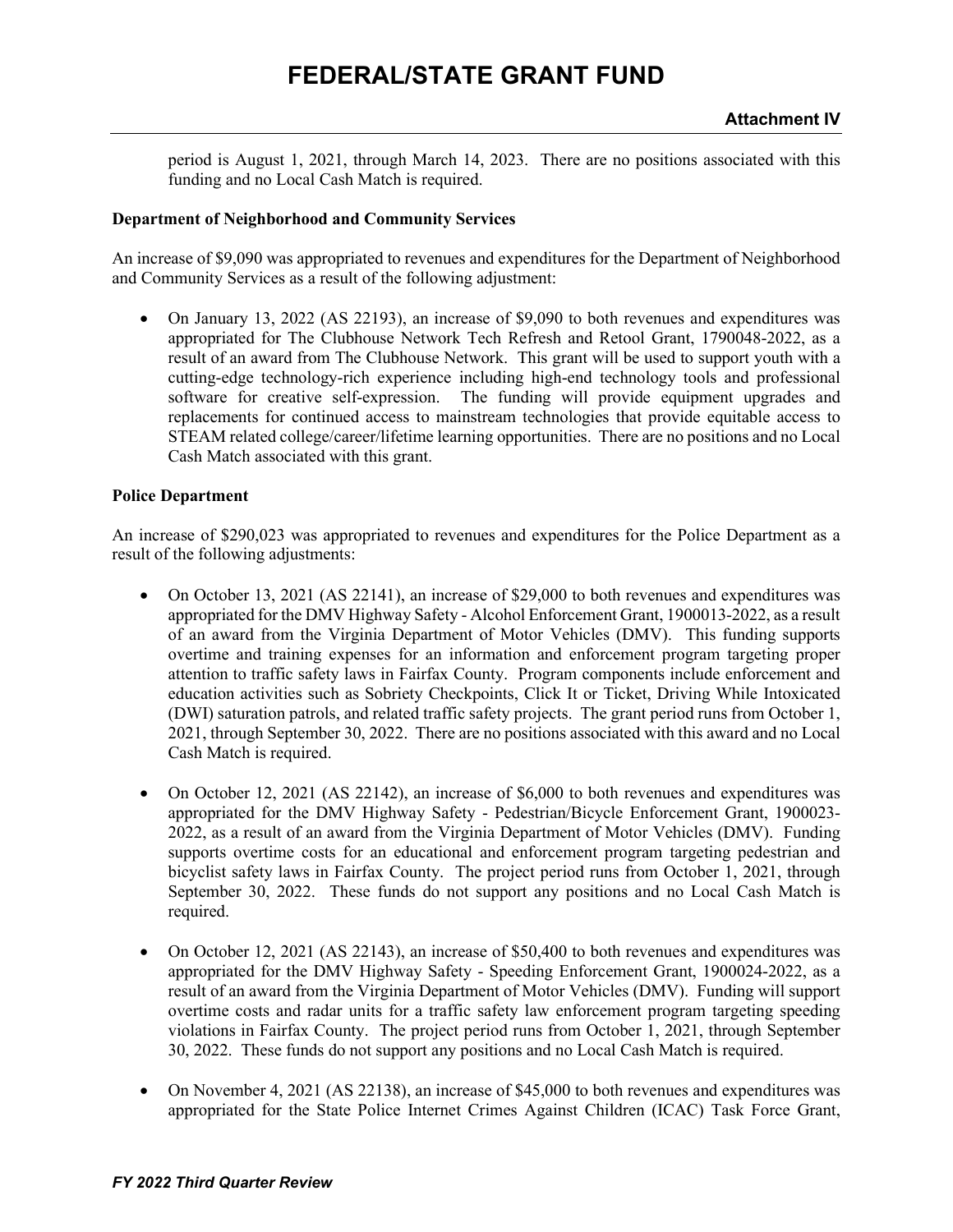period is August 1, 2021, through March 14, 2023. There are no positions associated with this funding and no Local Cash Match is required.

**Department of Neighborhood and Community Services**

An increase of $9,090 was appropriated to revenues and expenditures for the Department of Neighborhood and Community Services as a result of the following adjustment:

- On January 13, 2022 (AS 22193), an increase of $9,090 to both revenues and expenditures was appropriated for The Clubhouse Network Tech Refresh and Retool Grant, 1790048-2022, as a result of an award from The Clubhouse Network. This grant will be used to support youth with a cutting-edge technology-rich experience including high-end technology tools and professional software for creative self-expression. The funding will provide equipment upgrades and replacements for continued access to mainstream technologies that provide equitable access to STEAM related college/career/lifetime learning opportunities. There are no positions and no Local Cash Match associated with this grant.

**Police Department**

An increase of $290,023 was appropriated to revenues and expenditures for the Police Department as a result of the following adjustments:

- On October 13, 2021 (AS 22141), an increase of $29,000 to both revenues and expenditures was appropriated for the DMV Highway Safety - Alcohol Enforcement Grant, 1900013-2022, as a result of an award from the Virginia Department of Motor Vehicles (DMV). This funding supports overtime and training expenses for an information and enforcement program targeting proper attention to traffic safety laws in Fairfax County. Program components include enforcement and education activities such as Sobriety Checkpoints, Click It or Ticket, Driving While Intoxicated (DWI) saturation patrols, and related traffic safety projects. The grant period runs from October 1, 2021, through September 30, 2022. There are no positions associated with this award and no Local Cash Match is required.

- On October 12, 2021 (AS 22142), an increase of $6,000 to both revenues and expenditures was appropriated for the DMV Highway Safety - Pedestrian/Bicycle Enforcement Grant, 1900023-2022, as a result of an award from the Virginia Department of Motor Vehicles (DMV). Funding supports overtime costs for an educational and enforcement program targeting pedestrian and bicyclist safety laws in Fairfax County. The project period runs from October 1, 2021, through September 30, 2022. These funds do not support any positions and no Local Cash Match is required.

- On October 12, 2021 (AS 22143), an increase of $50,400 to both revenues and expenditures was appropriated for the DMV Highway Safety - Speeding Enforcement Grant, 1900024-2022, as a result of an award from the Virginia Department of Motor Vehicles (DMV). Funding will support overtime costs and radar units for a traffic safety law enforcement program targeting speeding violations in Fairfax County. The project period runs from October 1, 2021, through September 30, 2022. These funds do not support any positions and no Local Cash Match is required.

- On November 4, 2021 (AS 22138), an increase of $45,000 to both revenues and expenditures was appropriated for the State Police Internet Crimes Against Children (ICAC) Task Force Grant,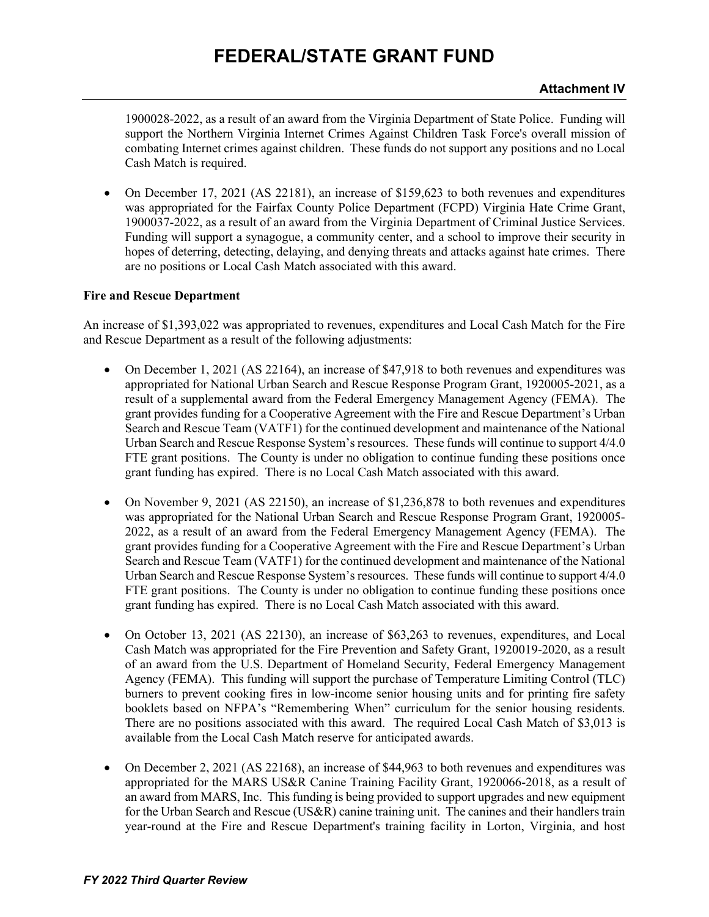1900028-2022, as a result of an award from the Virginia Department of State Police. Funding will support the Northern Virginia Internet Crimes Against Children Task Force's overall mission of combating Internet crimes against children. These funds do not support any positions and no Local Cash Match is required.

- On December 17, 2021 (AS 22181), an increase of $159,623 to both revenues and expenditures was appropriated for the Fairfax County Police Department (FCPD) Virginia Hate Crime Grant, 1900037-2022, as a result of an award from the Virginia Department of Criminal Justice Services. Funding will support a synagogue, a community center, and a school to improve their security in hopes of deterring, detecting, delaying, and denying threats and attacks against hate crimes. There are no positions or Local Cash Match associated with this award.

**Fire and Rescue Department**

An increase of $1,393,022 was appropriated to revenues, expenditures and Local Cash Match for the Fire and Rescue Department as a result of the following adjustments:

- On December 1, 2021 (AS 22164), an increase of $47,918 to both revenues and expenditures was appropriated for National Urban Search and Rescue Response Program Grant, 1920005-2021, as a result of a supplemental award from the Federal Emergency Management Agency (FEMA). The grant provides funding for a Cooperative Agreement with the Fire and Rescue Department's Urban Search and Rescue Team (VATF1) for the continued development and maintenance of the National Urban Search and Rescue Response System's resources. These funds will continue to support 4/4.0 FTE grant positions. The County is under no obligation to continue funding these positions once grant funding has expired. There is no Local Cash Match associated with this award.

- On November 9, 2021 (AS 22150), an increase of $1,236,878 to both revenues and expenditures was appropriated for the National Urban Search and Rescue Response Program Grant, 1920005-2022, as a result of an award from the Federal Emergency Management Agency (FEMA). The grant provides funding for a Cooperative Agreement with the Fire and Rescue Department's Urban Search and Rescue Team (VATF1) for the continued development and maintenance of the National Urban Search and Rescue Response System's resources. These funds will continue to support 4/4.0 FTE grant positions. The County is under no obligation to continue funding these positions once grant funding has expired. There is no Local Cash Match associated with this award.

- On October 13, 2021 (AS 22130), an increase of $63,263 to revenues, expenditures, and Local Cash Match was appropriated for the Fire Prevention and Safety Grant, 1920019-2020, as a result of an award from the U.S. Department of Homeland Security, Federal Emergency Management Agency (FEMA). This funding will support the purchase of Temperature Limiting Control (TLC) burners to prevent cooking fires in low-income senior housing units and for printing fire safety booklets based on NFPA's "Remembering When" curriculum for the senior housing residents. There are no positions associated with this award. The required Local Cash Match of $3,013 is available from the Local Cash Match reserve for anticipated awards.

- On December 2, 2021 (AS 22168), an increase of $44,963 to both revenues and expenditures was appropriated for the MARS US&R Canine Training Facility Grant, 1920066-2018, as a result of an award from MARS, Inc. This funding is being provided to support upgrades and new equipment for the Urban Search and Rescue (US&R) canine training unit. The canines and their handlers train year-round at the Fire and Rescue Department's training facility in Lorton, Virginia, and host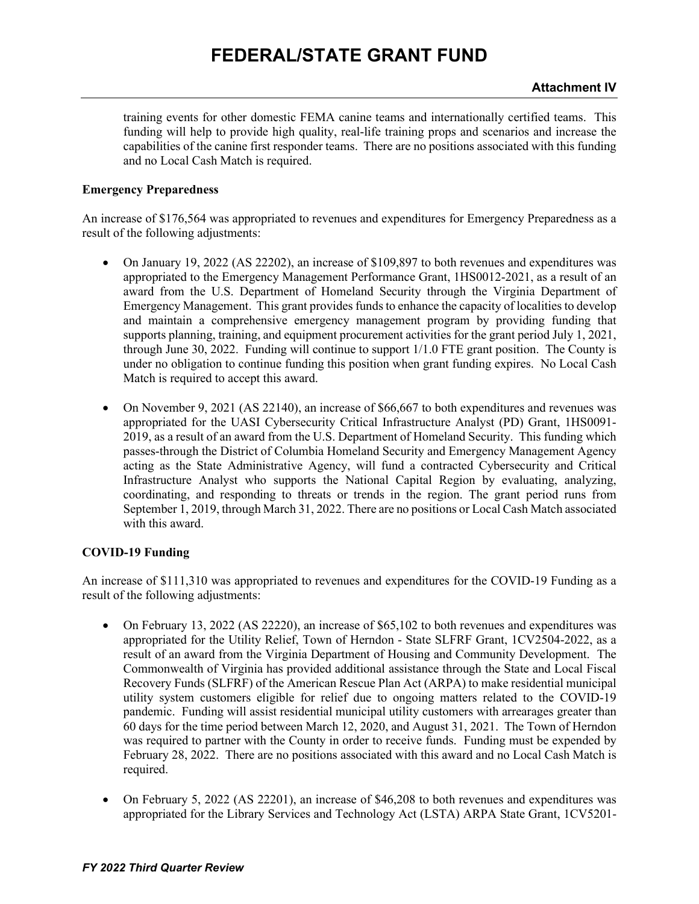training events for other domestic FEMA canine teams and internationally certified teams. This funding will help to provide high quality, real-life training props and scenarios and increase the capabilities of the canine first responder teams. There are no positions associated with this funding and no Local Cash Match is required.

**Emergency Preparedness**

An increase of $176,564 was appropriated to revenues and expenditures for Emergency Preparedness as a result of the following adjustments:

- On January 19, 2022 (AS 22202), an increase of $109,897 to both revenues and expenditures was appropriated to the Emergency Management Performance Grant, 1HS0012-2021, as a result of an award from the U.S. Department of Homeland Security through the Virginia Department of Emergency Management. This grant provides funds to enhance the capacity of localities to develop and maintain a comprehensive emergency management program by providing funding that supports planning, training, and equipment procurement activities for the grant period July 1, 2021, through June 30, 2022. Funding will continue to support 1/1.0 FTE grant position. The County is under no obligation to continue funding this position when grant funding expires. No Local Cash Match is required to accept this award.

- On November 9, 2021 (AS 22140), an increase of $66,667 to both expenditures and revenues was appropriated for the UASI Cybersecurity Critical Infrastructure Analyst (PD) Grant, 1HS0091-2019, as a result of an award from the U.S. Department of Homeland Security. This funding which passes-through the District of Columbia Homeland Security and Emergency Management Agency acting as the State Administrative Agency, will fund a contracted Cybersecurity and Critical Infrastructure Analyst who supports the National Capital Region by evaluating, analyzing, coordinating, and responding to threats or trends in the region. The grant period runs from September 1, 2019, through March 31, 2022. There are no positions or Local Cash Match associated with this award.

**COVID-19 Funding**

An increase of $111,310 was appropriated to revenues and expenditures for the COVID-19 Funding as a result of the following adjustments:

- On February 13, 2022 (AS 22220), an increase of $65,102 to both revenues and expenditures was appropriated for the Utility Relief, Town of Herndon - State SLFRF Grant, 1CV2504-2022, as a result of an award from the Virginia Department of Housing and Community Development. The Commonwealth of Virginia has provided additional assistance through the State and Local Fiscal Recovery Funds (SLFRF) of the American Rescue Plan Act (ARPA) to make residential municipal utility system customers eligible for relief due to ongoing matters related to the COVID-19 pandemic. Funding will assist residential municipal utility customers with arrearages greater than 60 days for the time period between March 12, 2020, and August 31, 2021. The Town of Herndon was required to partner with the County in order to receive funds. Funding must be expended by February 28, 2022. There are no positions associated with this award and no Local Cash Match is required.

- On February 5, 2022 (AS 22201), an increase of $46,208 to both revenues and expenditures was appropriated for the Library Services and Technology Act (LSTA) ARPA State Grant, 1CV5201-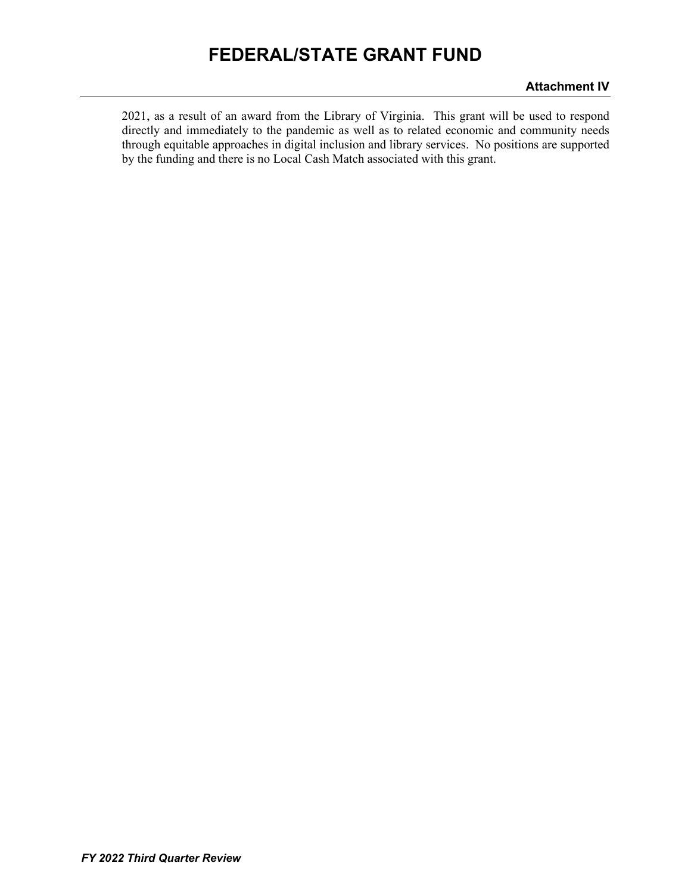2021, as a result of an award from the Library of Virginia. This grant will be used to respond directly and immediately to the pandemic as well as to related economic and community needs through equitable approaches in digital inclusion and library services. No positions are supported by the funding and there is no Local Cash Match associated with this grant.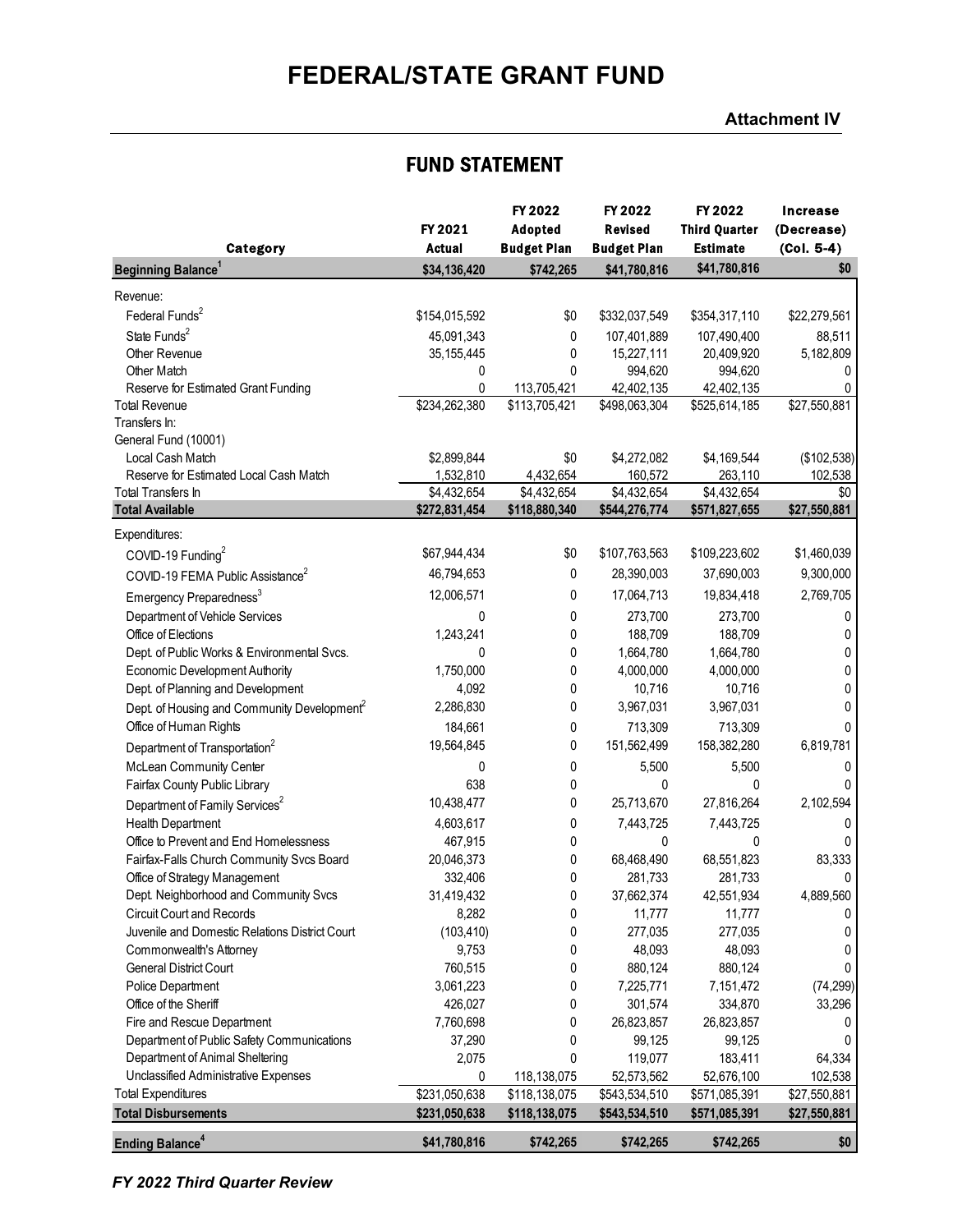# FEDERAL/STATE GRANT FUND

**Attachment IV**

## FUND STATEMENT

| Category | FY 2021 Actual | FY 2022 Adopted Budget Plan | FY 2022 Revised Budget Plan | FY 2022 Third Quarter Estimate | Increase (Decrease) (Col. 5-4) |
|---|---|---|---|---|---|
| **Beginning Balance[1]** | **$34,136,420** | **$742,265** | **$41,780,816** | **$41,780,816** | **$0** |
| Revenue: | | | | | |
| Federal Funds[2] | $154,015,592 | $0 | $332,037,549 | $354,317,110 | $22,279,561 |
| State Funds[2] | 45,091,343 | 0 | 107,401,889 | 107,490,400 | 88,511 |
| Other Revenue | 35,155,445 | 0 | 15,227,111 | 20,409,920 | 5,182,809 |
| Other Match | 0 | 0 | 994,620 | 994,620 | 0 |
| Reserve for Estimated Grant Funding | 0 | 113,705,421 | 42,402,135 | 42,402,135 | 0 |
| Total Revenue | $234,262,380 | $113,705,421 | $498,063,304 | $525,614,185 | $27,550,881 |
| Transfers In: | | | | | |
| General Fund (10001) | | | | | |
| Local Cash Match | $2,899,844 | $0 | $4,272,082 | $4,169,544 | ($102,538) |
| Reserve for Estimated Local Cash Match | 1,532,810 | 4,432,654 | 160,572 | 263,110 | 102,538 |
| Total Transfers In | $4,432,654 | $4,432,654 | $4,432,654 | $4,432,654 | $0 |
| **Total Available** | **$272,831,454** | **$118,880,340** | **$544,276,774** | **$571,827,655** | **$27,550,881** |
| Expenditures: | | | | | |
| COVID-19 Funding[2] | $67,944,434 | $0 | $107,763,563 | $109,223,602 | $1,460,039 |
| COVID-19 FEMA Public Assistance[2] | 46,794,653 | 0 | 28,390,003 | 37,690,003 | 9,300,000 |
| Emergency Preparedness[3] | 12,006,571 | 0 | 17,064,713 | 19,834,418 | 2,769,705 |
| Department of Vehicle Services | 0 | 0 | 273,700 | 273,700 | 0 |
| Office of Elections | 1,243,241 | 0 | 188,709 | 188,709 | 0 |
| Dept. of Public Works & Environmental Svcs. | 0 | 0 | 1,664,780 | 1,664,780 | 0 |
| Economic Development Authority | 1,750,000 | 0 | 4,000,000 | 4,000,000 | 0 |
| Dept. of Planning and Development | 4,092 | 0 | 10,716 | 10,716 | 0 |
| Dept. of Housing and Community Development[2] | 2,286,830 | 0 | 3,967,031 | 3,967,031 | 0 |
| Office of Human Rights | 184,661 | 0 | 713,309 | 713,309 | 0 |
| Department of Transportation[2] | 19,564,845 | 0 | 151,562,499 | 158,382,280 | 6,819,781 |
| McLean Community Center | 0 | 0 | 5,500 | 5,500 | 0 |
| Fairfax County Public Library | 638 | 0 | 0 | 0 | 0 |
| Department of Family Services[2] | 10,438,477 | 0 | 25,713,670 | 27,816,264 | 2,102,594 |
| Health Department | 4,603,617 | 0 | 7,443,725 | 7,443,725 | 0 |
| Office to Prevent and End Homelessness | 467,915 | 0 | 0 | 0 | 0 |
| Fairfax-Falls Church Community Svcs Board | 20,046,373 | 0 | 68,468,490 | 68,551,823 | 83,333 |
| Office of Strategy Management | 332,406 | 0 | 281,733 | 281,733 | 0 |
| Dept. Neighborhood and Community Svcs | 31,419,432 | 0 | 37,662,374 | 42,551,934 | 4,889,560 |
| Circuit Court and Records | 8,282 | 0 | 11,777 | 11,777 | 0 |
| Juvenile and Domestic Relations District Court | (103,410) | 0 | 277,035 | 277,035 | 0 |
| Commonwealth's Attorney | 9,753 | 0 | 48,093 | 48,093 | 0 |
| General District Court | 760,515 | 0 | 880,124 | 880,124 | 0 |
| Police Department | 3,061,223 | 0 | 7,225,771 | 7,151,472 | (74,299) |
| Office of the Sheriff | 426,027 | 0 | 301,574 | 334,870 | 33,296 |
| Fire and Rescue Department | 7,760,698 | 0 | 26,823,857 | 26,823,857 | 0 |
| Department of Public Safety Communications | 37,290 | 0 | 99,125 | 99,125 | 0 |
| Department of Animal Sheltering | 2,075 | 0 | 119,077 | 183,411 | 64,334 |
| Unclassified Administrative Expenses | 0 | 118,138,075 | 52,573,562 | 52,676,100 | 102,538 |
| Total Expenditures | $231,050,638 | $118,138,075 | $543,534,510 | $571,085,391 | $27,550,881 |
| **Total Disbursements** | **$231,050,638** | **$118,138,075** | **$543,534,510** | **$571,085,391** | **$27,550,881** |
| **Ending Balance[4]** | **$41,780,816** | **$742,265** | **$742,265** | **$742,265** | **$0** |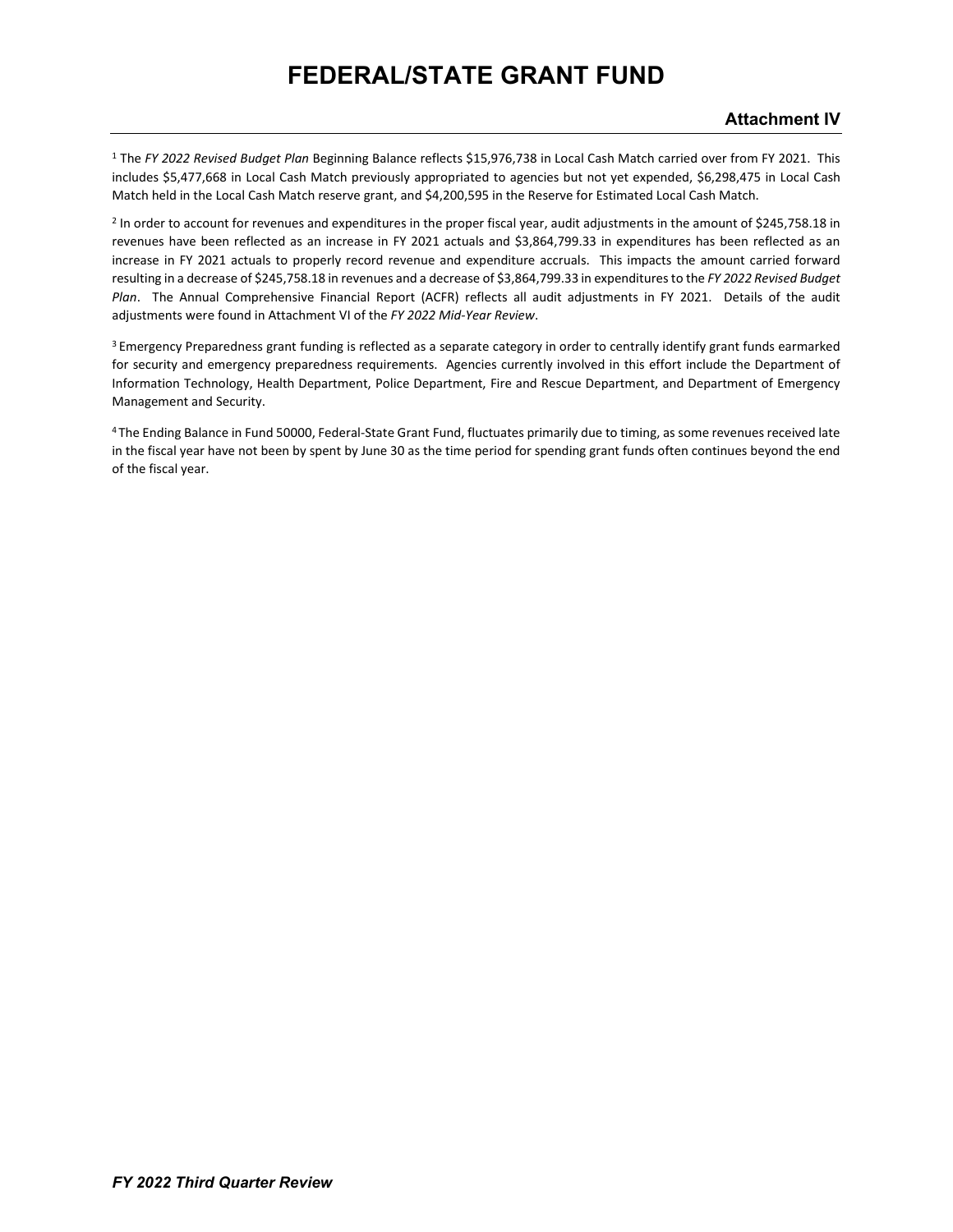# FEDERAL/STATE GRANT FUND

## Attachment IV

[1] The *FY 2022 Revised Budget Plan* Beginning Balance reflects $15,976,738 in Local Cash Match carried over from FY 2021. This includes $5,477,668 in Local Cash Match previously appropriated to agencies but not yet expended, $6,298,475 in Local Cash Match held in the Local Cash Match reserve grant, and $4,200,595 in the Reserve for Estimated Local Cash Match.

[2] In order to account for revenues and expenditures in the proper fiscal year, audit adjustments in the amount of $245,758.18 in revenues have been reflected as an increase in FY 2021 actuals and $3,864,799.33 in expenditures has been reflected as an increase in FY 2021 actuals to properly record revenue and expenditure accruals. This impacts the amount carried forward resulting in a decrease of $245,758.18 in revenues and a decrease of $3,864,799.33 in expenditures to the *FY 2022 Revised Budget Plan*. The Annual Comprehensive Financial Report (ACFR) reflects all audit adjustments in FY 2021. Details of the audit adjustments were found in Attachment VI of the *FY 2022 Mid-Year Review*.

[3] Emergency Preparedness grant funding is reflected as a separate category in order to centrally identify grant funds earmarked for security and emergency preparedness requirements. Agencies currently involved in this effort include the Department of Information Technology, Health Department, Police Department, Fire and Rescue Department, and Department of Emergency Management and Security.

[4] The Ending Balance in Fund 50000, Federal-State Grant Fund, fluctuates primarily due to timing, as some revenues received late in the fiscal year have not been by spent by June 30 as the time period for spending grant funds often continues beyond the end of the fiscal year.